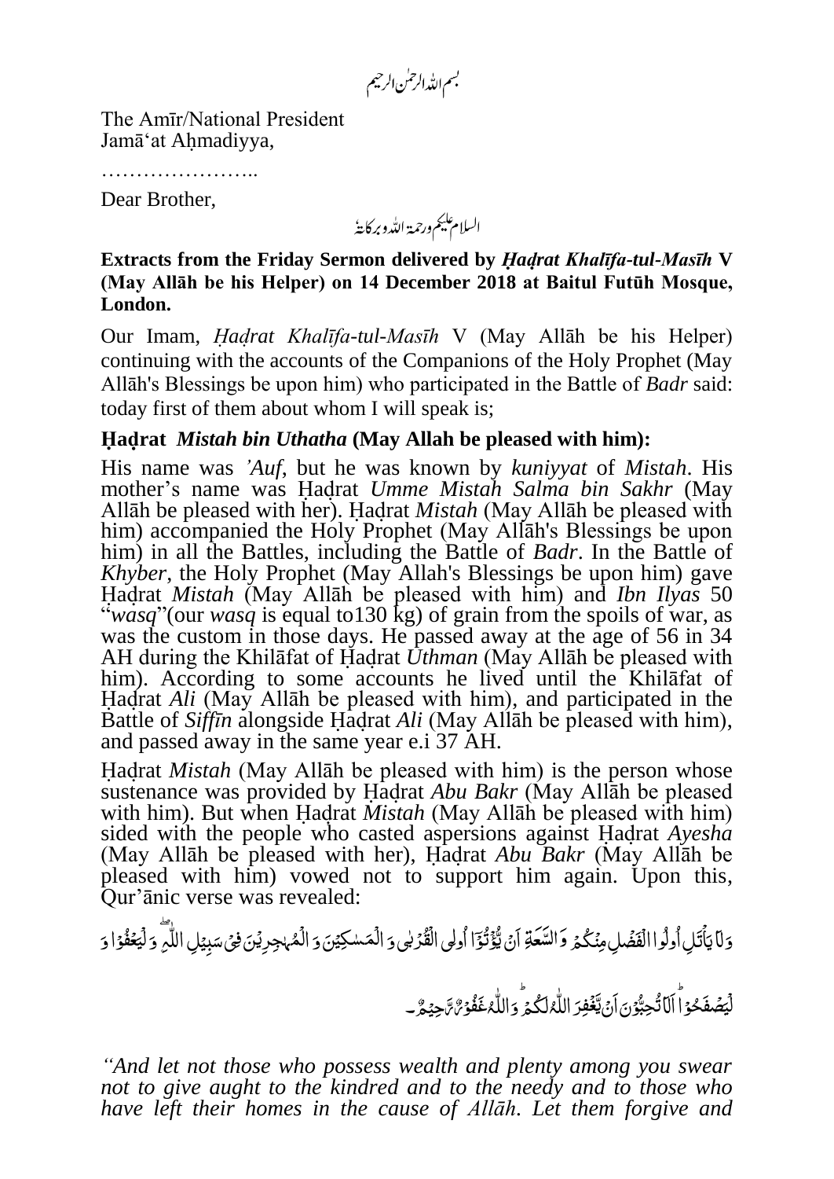بسم اللہ الرحمٰن الرحیم

The Amīr/National President
Jamā'at Aḥmadiyya,

…………………..

Dear Brother,

السلام علیکم ورحمۃ اللہ وبرکاتہٗ

**Extracts from the Friday Sermon delivered by *Ḥaḍrat Khalīfa-tul-Masīh* V (May Allāh be his Helper) on 14 December 2018 at Baitul Futūh Mosque, London.**

Our Imam, *Ḥaḍrat Khalīfa-tul-Masīh* V (May Allāh be his Helper) continuing with the accounts of the Companions of the Holy Prophet (May Allāh's Blessings be upon him) who participated in the Battle of *Badr* said: today first of them about whom I will speak is;

**Ḥaḍrat *Mistah bin Uthatha* (May Allah be pleased with him):**

His name was *'Auf*, but he was known by *kuniyyat* of *Mistah*. His mother's name was Ḥaḍrat *Umme Mistah Salma bin Sakhr* (May Allāh be pleased with her). Ḥaḍrat *Mistah* (May Allāh be pleased with him) accompanied the Holy Prophet (May Allāh's Blessings be upon him) in all the Battles, including the Battle of *Badr*. In the Battle of *Khyber*, the Holy Prophet (May Allah's Blessings be upon him) gave Ḥaḍrat *Mistah* (May Allāh be pleased with him) and *Ibn Ilyas* 50 "*wasq*"(our *wasq* is equal to130 kg) of grain from the spoils of war, as was the custom in those days. He passed away at the age of 56 in 34 AH during the Khilāfat of Ḥaḍrat *Uthman* (May Allāh be pleased with him). According to some accounts he lived until the Khilāfat of Ḥaḍrat *Ali* (May Allāh be pleased with him), and participated in the Battle of *Siffīn* alongside Ḥaḍrat *Ali* (May Allāh be pleased with him), and passed away in the same year e.i 37 AH.

Ḥaḍrat *Mistah* (May Allāh be pleased with him) is the person whose sustenance was provided by Ḥaḍrat *Abu Bakr* (May Allāh be pleased with him). But when Ḥaḍrat *Mistah* (May Allāh be pleased with him) sided with the people who casted aspersions against Ḥaḍrat *Ayesha* (May Allāh be pleased with her), Ḥaḍrat *Abu Bakr* (May Allāh be pleased with him) vowed not to support him again. Upon this, Qur'ānic verse was revealed:

وَلَا يَأْتَلِ أُولُوا الْفَضْلِ مِنْكُمْ وَالسَّعَةِ أَنْ يُؤْتُوا أُولِي الْقُرْبٰى وَالْمَسٰكِيْنَ وَالْمُهٰجِرِيْنَ فِيْ سَبِيْلِ اللّٰهِ ۖ وَلْيَعْفُوْا وَلْيَصْفَحُوْا ۗ أَلَا تُحِبُّوْنَ أَنْ يَّغْفِرَ اللّٰهُ لَكُمْ ۗ وَاللّٰهُ غَفُوْرٌ رَّحِيْمٌ۔

*"And let not those who possess wealth and plenty among you swear not to give aught to the kindred and to the needy and to those who have left their homes in the cause of Allāh. Let them forgive and*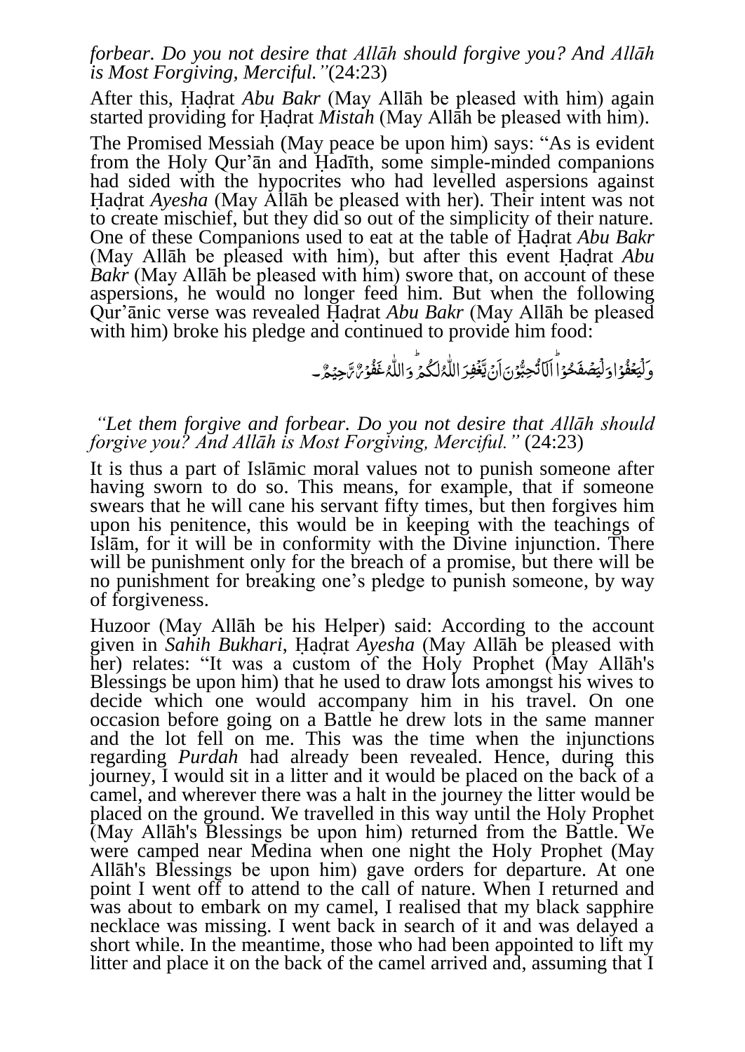*forbear. Do you not desire that Allāh should forgive you? And Allāh is Most Forgiving, Merciful."*(24:23)

After this, Ḥaḍrat *Abu Bakr* (May Allāh be pleased with him) again started providing for Ḥaḍrat *Mistah* (May Allāh be pleased with him).

The Promised Messiah (May peace be upon him) says: "As is evident from the Holy Qur'ān and Ḥadīth, some simple-minded companions had sided with the hypocrites who had levelled aspersions against Ḥaḍrat *Ayesha* (May Allāh be pleased with her). Their intent was not to create mischief, but they did so out of the simplicity of their nature. One of these Companions used to eat at the table of Ḥaḍrat *Abu Bakr* (May Allāh be pleased with him), but after this event Ḥaḍrat *Abu Bakr* (May Allāh be pleased with him) swore that, on account of these aspersions, he would no longer feed him. But when the following Qur'ānic verse was revealed Ḥaḍrat *Abu Bakr* (May Allāh be pleased with him) broke his pledge and continued to provide him food:

وَلْيَعْفُوْا وَلْيَصْفَحُوْا ؕ اَلَا تُحِبُّوْنَ اَنْ يَّغْفِرَ اللّٰهُ لَكُمْ ؕ وَاللّٰهُ غَفُوْرٌ رَّحِيْمٌ ۔

*"Let them forgive and forbear. Do you not desire that Allāh should forgive you? And Allāh is Most Forgiving, Merciful."* (24:23)

It is thus a part of Islāmic moral values not to punish someone after having sworn to do so. This means, for example, that if someone swears that he will cane his servant fifty times, but then forgives him upon his penitence, this would be in keeping with the teachings of Islām, for it will be in conformity with the Divine injunction. There will be punishment only for the breach of a promise, but there will be no punishment for breaking one's pledge to punish someone, by way of forgiveness.

Huzoor (May Allāh be his Helper) said: According to the account given in *Sahih Bukhari*, Ḥaḍrat *Ayesha* (May Allāh be pleased with her) relates: "It was a custom of the Holy Prophet (May Allāh's Blessings be upon him) that he used to draw lots amongst his wives to decide which one would accompany him in his travel. On one occasion before going on a Battle he drew lots in the same manner and the lot fell on me. This was the time when the injunctions regarding *Purdah* had already been revealed. Hence, during this journey, I would sit in a litter and it would be placed on the back of a camel, and wherever there was a halt in the journey the litter would be placed on the ground. We travelled in this way until the Holy Prophet (May Allāh's Blessings be upon him) returned from the Battle. We were camped near Medina when one night the Holy Prophet (May Allāh's Blessings be upon him) gave orders for departure. At one point I went off to attend to the call of nature. When I returned and was about to embark on my camel, I realised that my black sapphire necklace was missing. I went back in search of it and was delayed a short while. In the meantime, those who had been appointed to lift my litter and place it on the back of the camel arrived and, assuming that I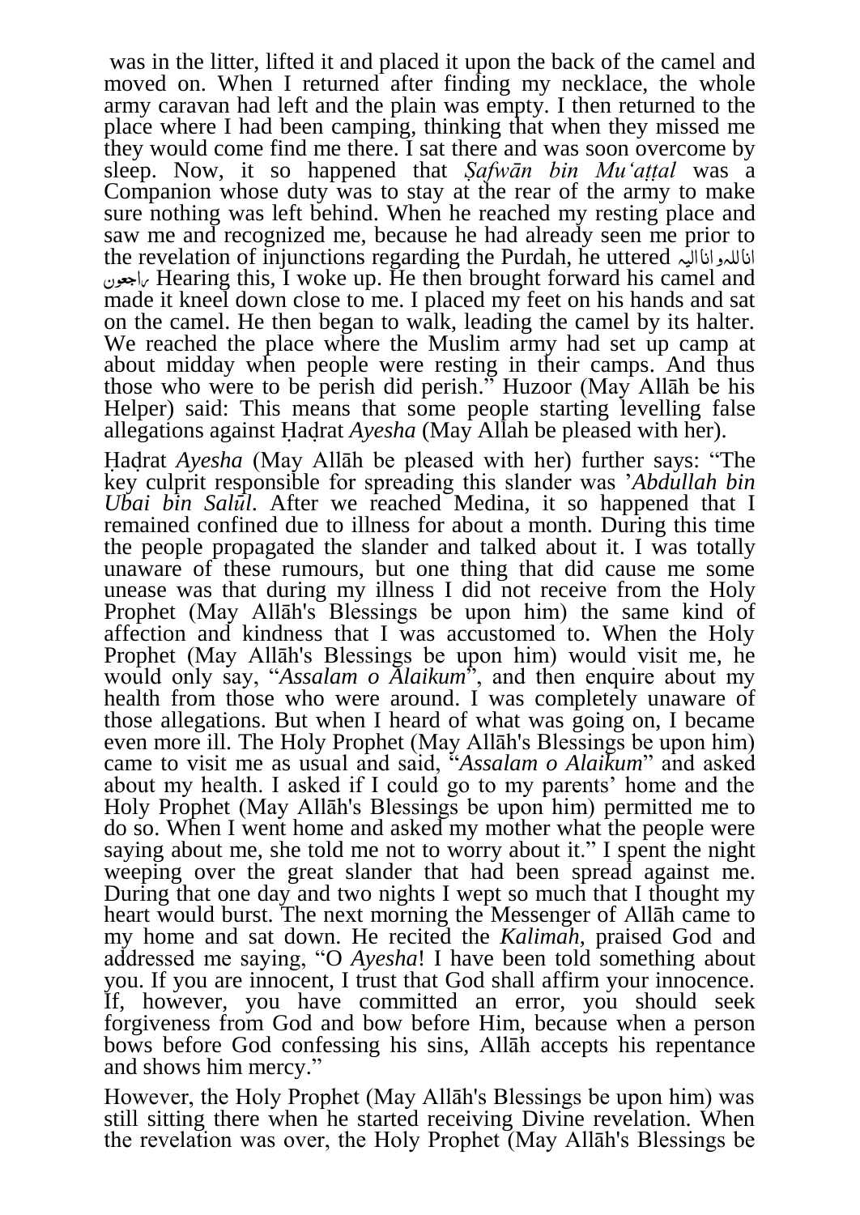was in the litter, lifted it and placed it upon the back of the camel and moved on. When I returned after finding my necklace, the whole army caravan had left and the plain was empty. I then returned to the place where I had been camping, thinking that when they missed me they would come find me there. I sat there and was soon overcome by sleep. Now, it so happened that *Ṣafwān bin Mu'aṭṭal* was a Companion whose duty was to stay at the rear of the army to make sure nothing was left behind. When he reached my resting place and saw me and recognized me, because he had already seen me prior to the revelation of injunctions regarding the Purdah, he uttered اناللہ وانا الیہ راجعون Hearing this, I woke up. He then brought forward his camel and made it kneel down close to me. I placed my feet on his hands and sat on the camel. He then began to walk, leading the camel by its halter. We reached the place where the Muslim army had set up camp at about midday when people were resting in their camps. And thus those who were to be perish did perish." Huzoor (May Allāh be his Helper) said: This means that some people starting levelling false allegations against Ḥaḍrat *Ayesha* (May Allah be pleased with her).

Ḥaḍrat *Ayesha* (May Allāh be pleased with her) further says: "The key culprit responsible for spreading this slander was '*Abdullah bin Ubai bin Salūl*. After we reached Medina, it so happened that I remained confined due to illness for about a month. During this time the people propagated the slander and talked about it. I was totally unaware of these rumours, but one thing that did cause me some unease was that during my illness I did not receive from the Holy Prophet (May Allāh's Blessings be upon him) the same kind of affection and kindness that I was accustomed to. When the Holy Prophet (May Allāh's Blessings be upon him) would visit me, he would only say, "*Assalam o Alaikum*", and then enquire about my health from those who were around. I was completely unaware of those allegations. But when I heard of what was going on, I became even more ill. The Holy Prophet (May Allāh's Blessings be upon him) came to visit me as usual and said, "*Assalam o Alaikum*" and asked about my health. I asked if I could go to my parents' home and the Holy Prophet (May Allāh's Blessings be upon him) permitted me to do so. When I went home and asked my mother what the people were saying about me, she told me not to worry about it." I spent the night weeping over the great slander that had been spread against me. During that one day and two nights I wept so much that I thought my heart would burst. The next morning the Messenger of Allāh came to my home and sat down. He recited the *Kalimah*, praised God and addressed me saying, "O *Ayesha*! I have been told something about you. If you are innocent, I trust that God shall affirm your innocence. If, however, you have committed an error, you should seek forgiveness from God and bow before Him, because when a person bows before God confessing his sins, Allāh accepts his repentance and shows him mercy."

However, the Holy Prophet (May Allāh's Blessings be upon him) was still sitting there when he started receiving Divine revelation. When the revelation was over, the Holy Prophet (May Allāh's Blessings be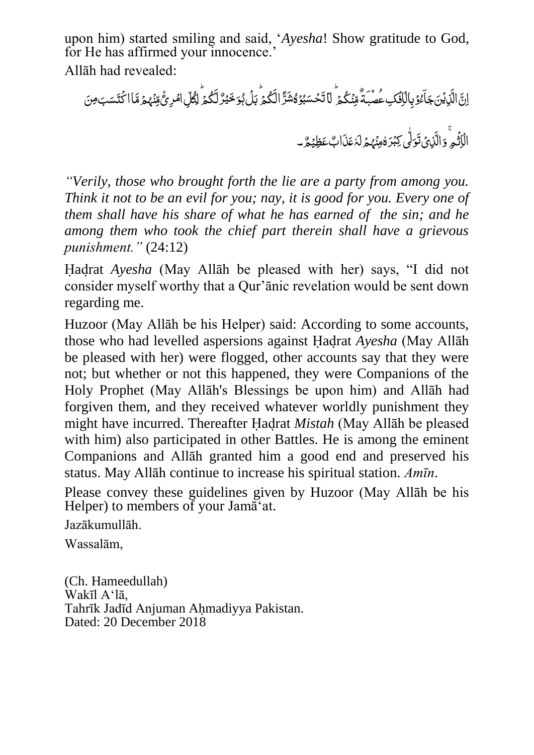upon him) started smiling and said, '*Ayesha*! Show gratitude to God, for He has affirmed your innocence.'

Allāh had revealed:

اِنَّ الَّذِیۡنَ جَآءُوۡ بِالۡاِفۡکِ عُصۡبَۃٌ مِّنۡکُمۡ ؕ لَا تَحۡسَبُوۡہُ شَرًّا لَّکُمۡ ؕ بَلۡ ہُوَ خَیۡرٌ لَّکُمۡ ؕ لِکُلِّ امۡرِیًٔ مِّنۡہُمۡ مَّا اکۡتَسَبَ مِنَ الۡاِثۡمِ ۚ وَ الَّذِیۡ تَوَلّٰی کِبۡرَہٗ مِنۡہُمۡ لَہٗ عَذَابٌ عَظِیۡمٌ ۔

*"Verily, those who brought forth the lie are a party from among you. Think it not to be an evil for you; nay, it is good for you. Every one of them shall have his share of what he has earned of the sin; and he among them who took the chief part therein shall have a grievous punishment."* (24:12)

Ḥaḍrat *Ayesha* (May Allāh be pleased with her) says, "I did not consider myself worthy that a Qur'ānic revelation would be sent down regarding me.

Huzoor (May Allāh be his Helper) said: According to some accounts, those who had levelled aspersions against Ḥaḍrat *Ayesha* (May Allāh be pleased with her) were flogged, other accounts say that they were not; but whether or not this happened, they were Companions of the Holy Prophet (May Allāh's Blessings be upon him) and Allāh had forgiven them, and they received whatever worldly punishment they might have incurred. Thereafter Ḥaḍrat *Mistah* (May Allāh be pleased with him) also participated in other Battles. He is among the eminent Companions and Allāh granted him a good end and preserved his status. May Allāh continue to increase his spiritual station. *Amīn*.

Please convey these guidelines given by Huzoor (May Allāh be his Helper) to members of your Jamā'at.

Jazākumullāh.

Wassalām,

(Ch. Hameedullah)
Wakīl A'lā,
Tahrīk Jadīd Anjuman Aḥmadiyya Pakistan.
Dated: 20 December 2018